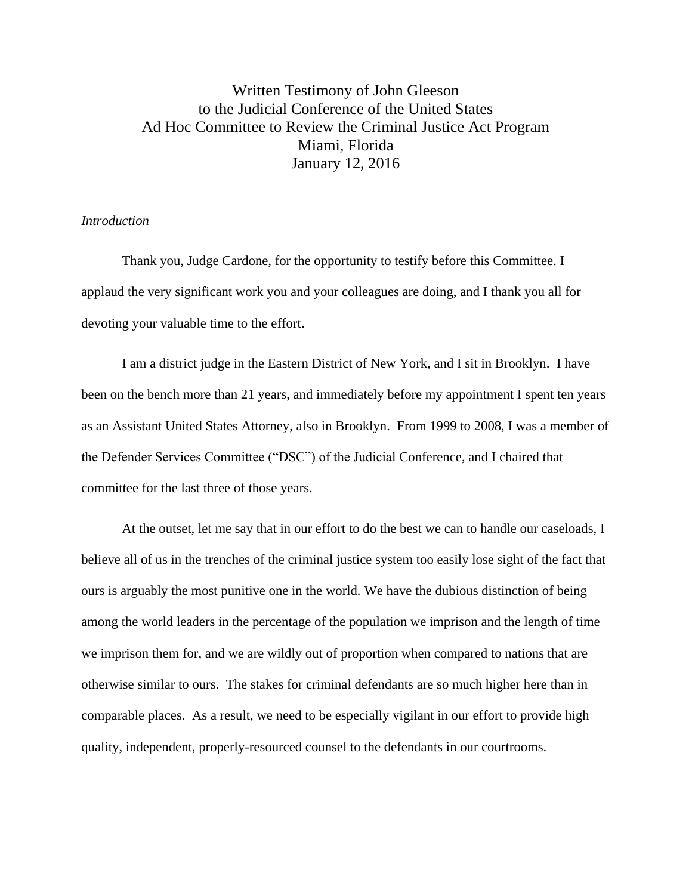# Written Testimony of John Gleeson
# to the Judicial Conference of the United States
# Ad Hoc Committee to Review the Criminal Justice Act Program
# Miami, Florida
# January 12, 2016

*Introduction*

Thank you, Judge Cardone, for the opportunity to testify before this Committee. I applaud the very significant work you and your colleagues are doing, and I thank you all for devoting your valuable time to the effort.

I am a district judge in the Eastern District of New York, and I sit in Brooklyn. I have been on the bench more than 21 years, and immediately before my appointment I spent ten years as an Assistant United States Attorney, also in Brooklyn. From 1999 to 2008, I was a member of the Defender Services Committee ("DSC") of the Judicial Conference, and I chaired that committee for the last three of those years.

At the outset, let me say that in our effort to do the best we can to handle our caseloads, I believe all of us in the trenches of the criminal justice system too easily lose sight of the fact that ours is arguably the most punitive one in the world. We have the dubious distinction of being among the world leaders in the percentage of the population we imprison and the length of time we imprison them for, and we are wildly out of proportion when compared to nations that are otherwise similar to ours. The stakes for criminal defendants are so much higher here than in comparable places. As a result, we need to be especially vigilant in our effort to provide high quality, independent, properly-resourced counsel to the defendants in our courtrooms.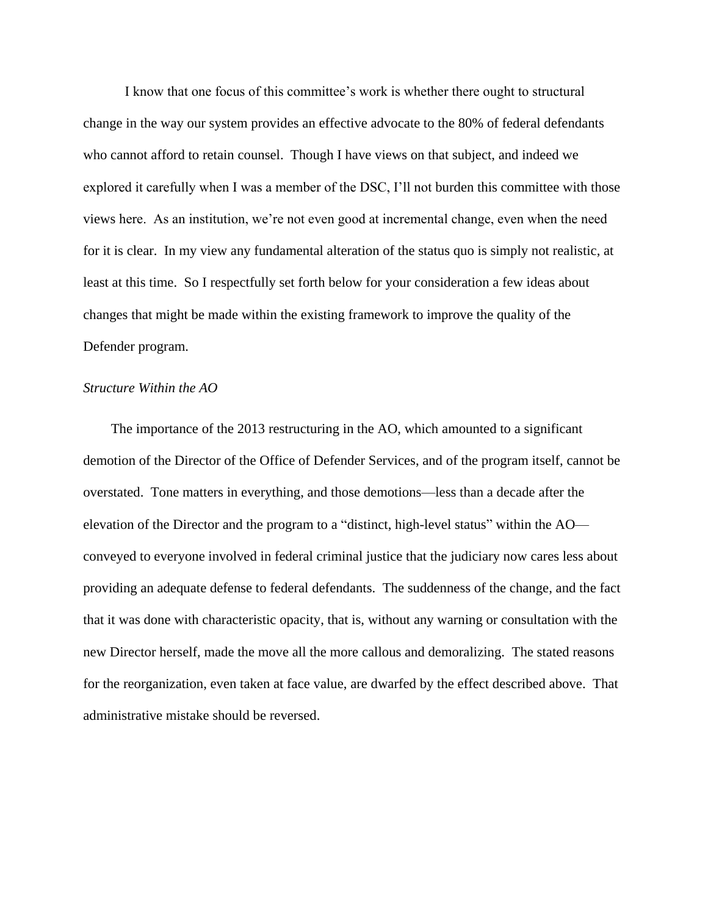I know that one focus of this committee's work is whether there ought to structural change in the way our system provides an effective advocate to the 80% of federal defendants who cannot afford to retain counsel. Though I have views on that subject, and indeed we explored it carefully when I was a member of the DSC, I'll not burden this committee with those views here. As an institution, we're not even good at incremental change, even when the need for it is clear. In my view any fundamental alteration of the status quo is simply not realistic, at least at this time. So I respectfully set forth below for your consideration a few ideas about changes that might be made within the existing framework to improve the quality of the Defender program.

*Structure Within the AO*

The importance of the 2013 restructuring in the AO, which amounted to a significant demotion of the Director of the Office of Defender Services, and of the program itself, cannot be overstated. Tone matters in everything, and those demotions—less than a decade after the elevation of the Director and the program to a "distinct, high-level status" within the AO—conveyed to everyone involved in federal criminal justice that the judiciary now cares less about providing an adequate defense to federal defendants. The suddenness of the change, and the fact that it was done with characteristic opacity, that is, without any warning or consultation with the new Director herself, made the move all the more callous and demoralizing. The stated reasons for the reorganization, even taken at face value, are dwarfed by the effect described above. That administrative mistake should be reversed.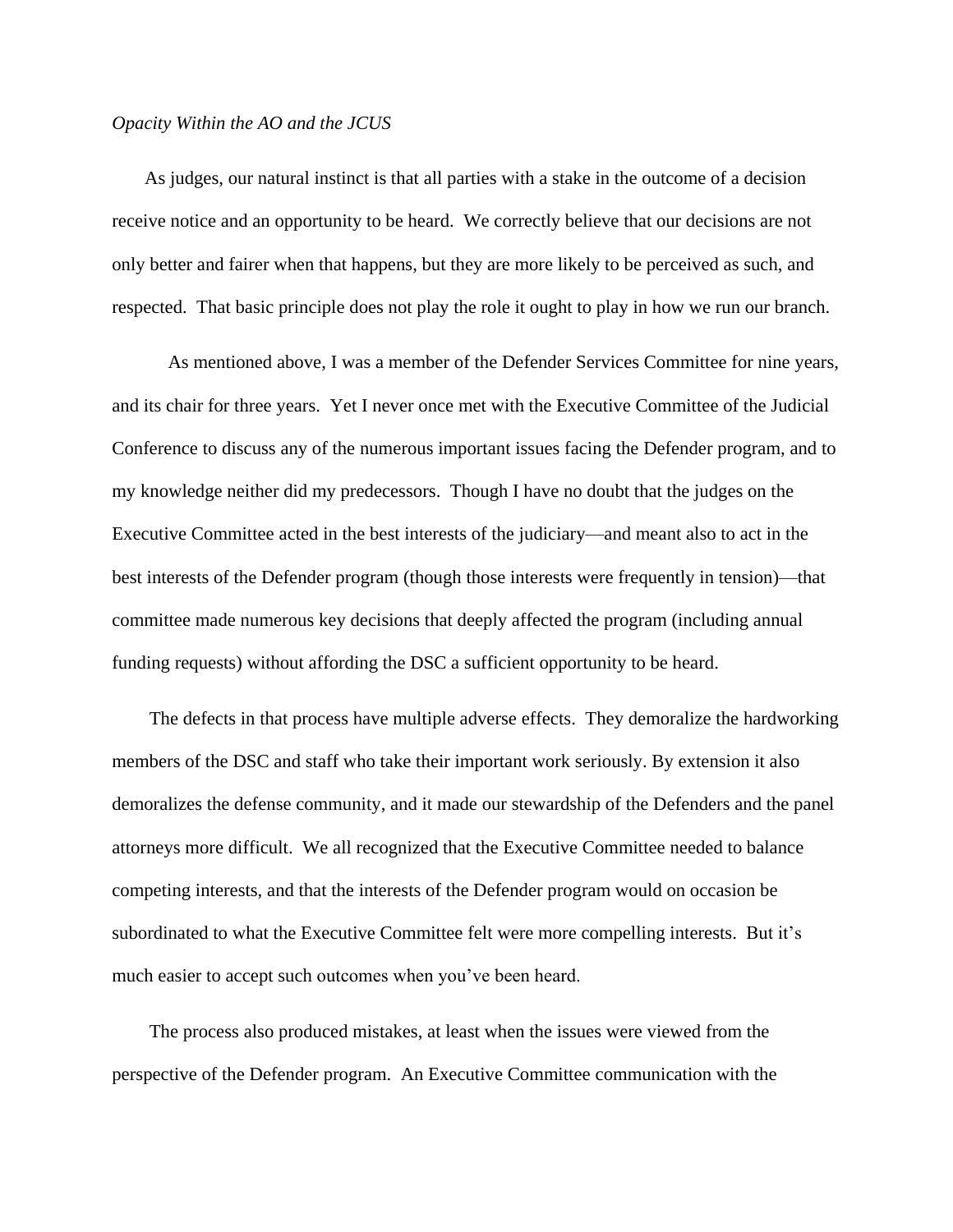*Opacity Within the AO and the JCUS*

As judges, our natural instinct is that all parties with a stake in the outcome of a decision receive notice and an opportunity to be heard. We correctly believe that our decisions are not only better and fairer when that happens, but they are more likely to be perceived as such, and respected. That basic principle does not play the role it ought to play in how we run our branch.

As mentioned above, I was a member of the Defender Services Committee for nine years, and its chair for three years. Yet I never once met with the Executive Committee of the Judicial Conference to discuss any of the numerous important issues facing the Defender program, and to my knowledge neither did my predecessors. Though I have no doubt that the judges on the Executive Committee acted in the best interests of the judiciary—and meant also to act in the best interests of the Defender program (though those interests were frequently in tension)—that committee made numerous key decisions that deeply affected the program (including annual funding requests) without affording the DSC a sufficient opportunity to be heard.

The defects in that process have multiple adverse effects. They demoralize the hardworking members of the DSC and staff who take their important work seriously. By extension it also demoralizes the defense community, and it made our stewardship of the Defenders and the panel attorneys more difficult. We all recognized that the Executive Committee needed to balance competing interests, and that the interests of the Defender program would on occasion be subordinated to what the Executive Committee felt were more compelling interests. But it's much easier to accept such outcomes when you've been heard.

The process also produced mistakes, at least when the issues were viewed from the perspective of the Defender program. An Executive Committee communication with the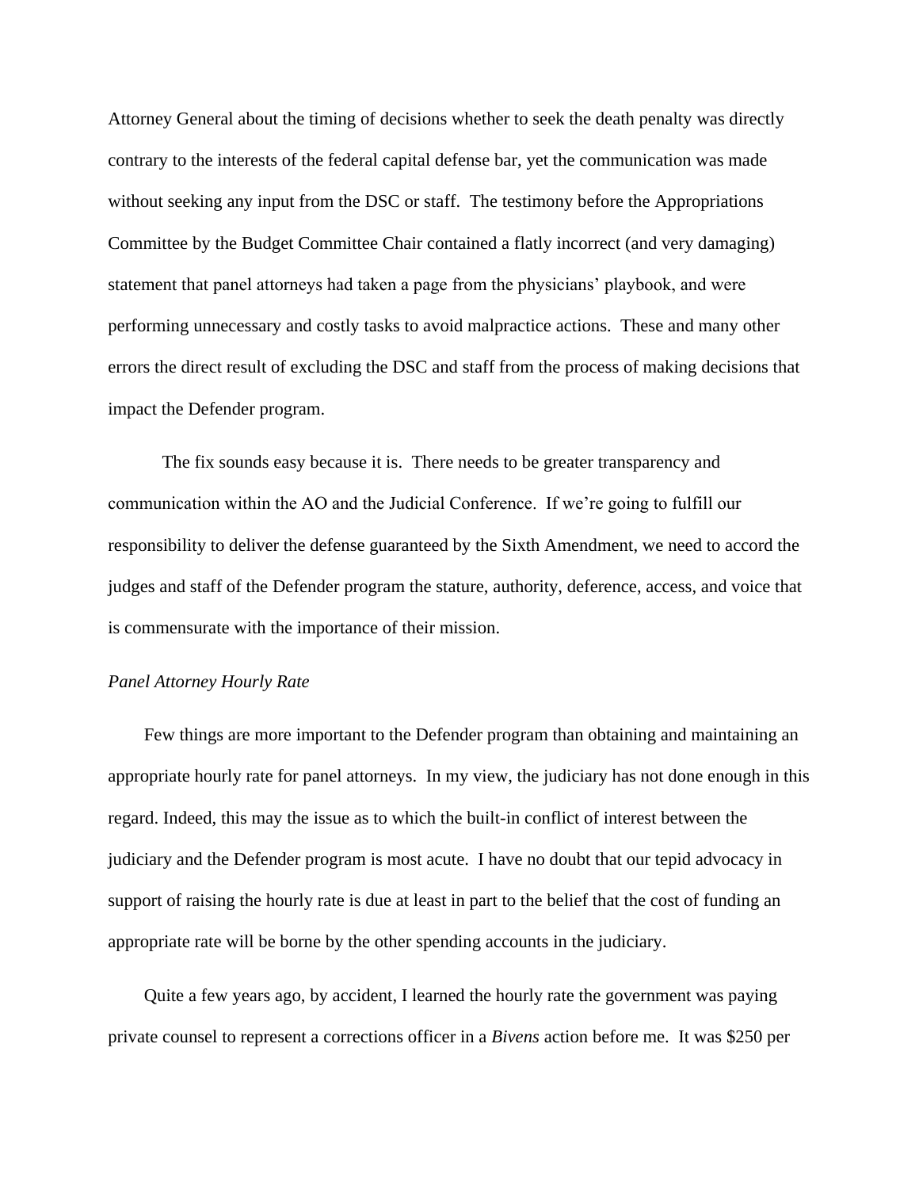Attorney General about the timing of decisions whether to seek the death penalty was directly contrary to the interests of the federal capital defense bar, yet the communication was made without seeking any input from the DSC or staff. The testimony before the Appropriations Committee by the Budget Committee Chair contained a flatly incorrect (and very damaging) statement that panel attorneys had taken a page from the physicians' playbook, and were performing unnecessary and costly tasks to avoid malpractice actions. These and many other errors the direct result of excluding the DSC and staff from the process of making decisions that impact the Defender program.

The fix sounds easy because it is. There needs to be greater transparency and communication within the AO and the Judicial Conference. If we're going to fulfill our responsibility to deliver the defense guaranteed by the Sixth Amendment, we need to accord the judges and staff of the Defender program the stature, authority, deference, access, and voice that is commensurate with the importance of their mission.

*Panel Attorney Hourly Rate*

Few things are more important to the Defender program than obtaining and maintaining an appropriate hourly rate for panel attorneys. In my view, the judiciary has not done enough in this regard. Indeed, this may the issue as to which the built-in conflict of interest between the judiciary and the Defender program is most acute. I have no doubt that our tepid advocacy in support of raising the hourly rate is due at least in part to the belief that the cost of funding an appropriate rate will be borne by the other spending accounts in the judiciary.

Quite a few years ago, by accident, I learned the hourly rate the government was paying private counsel to represent a corrections officer in a *Bivens* action before me. It was $250 per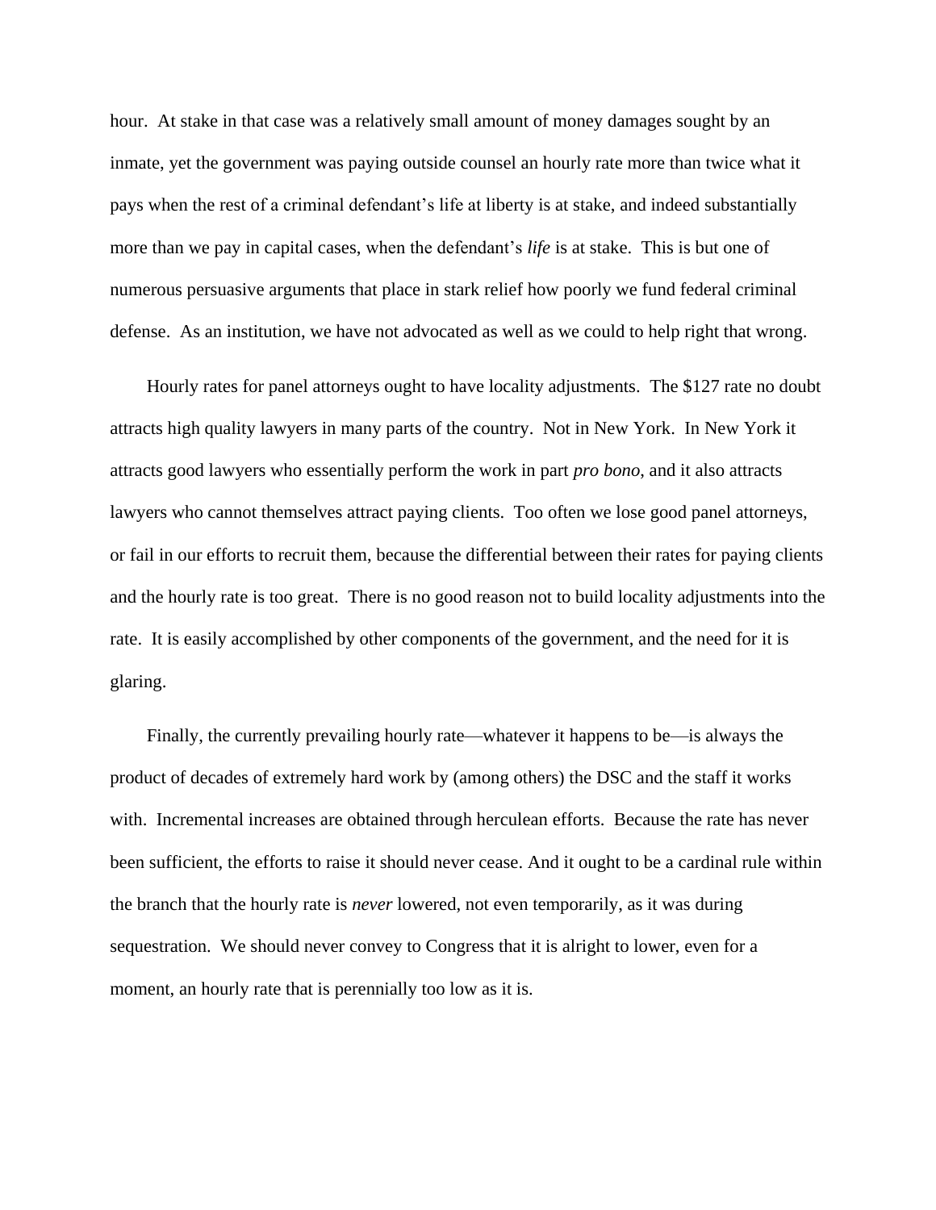hour. At stake in that case was a relatively small amount of money damages sought by an inmate, yet the government was paying outside counsel an hourly rate more than twice what it pays when the rest of a criminal defendant's life at liberty is at stake, and indeed substantially more than we pay in capital cases, when the defendant's *life* is at stake. This is but one of numerous persuasive arguments that place in stark relief how poorly we fund federal criminal defense. As an institution, we have not advocated as well as we could to help right that wrong.

Hourly rates for panel attorneys ought to have locality adjustments. The $127 rate no doubt attracts high quality lawyers in many parts of the country. Not in New York. In New York it attracts good lawyers who essentially perform the work in part *pro bono*, and it also attracts lawyers who cannot themselves attract paying clients. Too often we lose good panel attorneys, or fail in our efforts to recruit them, because the differential between their rates for paying clients and the hourly rate is too great. There is no good reason not to build locality adjustments into the rate. It is easily accomplished by other components of the government, and the need for it is glaring.

Finally, the currently prevailing hourly rate—whatever it happens to be—is always the product of decades of extremely hard work by (among others) the DSC and the staff it works with. Incremental increases are obtained through herculean efforts. Because the rate has never been sufficient, the efforts to raise it should never cease. And it ought to be a cardinal rule within the branch that the hourly rate is *never* lowered, not even temporarily, as it was during sequestration. We should never convey to Congress that it is alright to lower, even for a moment, an hourly rate that is perennially too low as it is.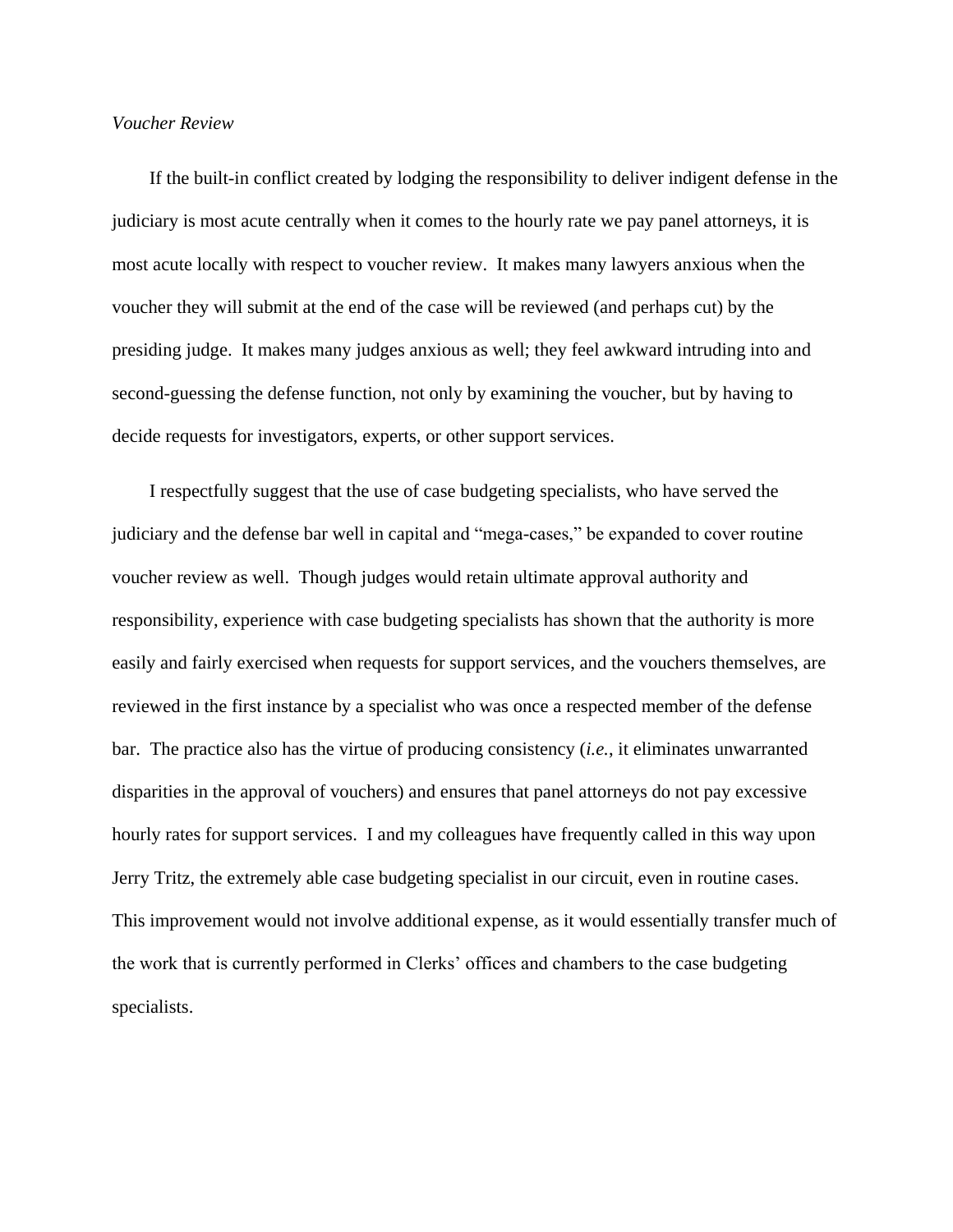*Voucher Review*

If the built-in conflict created by lodging the responsibility to deliver indigent defense in the judiciary is most acute centrally when it comes to the hourly rate we pay panel attorneys, it is most acute locally with respect to voucher review. It makes many lawyers anxious when the voucher they will submit at the end of the case will be reviewed (and perhaps cut) by the presiding judge. It makes many judges anxious as well; they feel awkward intruding into and second-guessing the defense function, not only by examining the voucher, but by having to decide requests for investigators, experts, or other support services.

I respectfully suggest that the use of case budgeting specialists, who have served the judiciary and the defense bar well in capital and "mega-cases," be expanded to cover routine voucher review as well. Though judges would retain ultimate approval authority and responsibility, experience with case budgeting specialists has shown that the authority is more easily and fairly exercised when requests for support services, and the vouchers themselves, are reviewed in the first instance by a specialist who was once a respected member of the defense bar. The practice also has the virtue of producing consistency (*i.e.*, it eliminates unwarranted disparities in the approval of vouchers) and ensures that panel attorneys do not pay excessive hourly rates for support services. I and my colleagues have frequently called in this way upon Jerry Tritz, the extremely able case budgeting specialist in our circuit, even in routine cases. This improvement would not involve additional expense, as it would essentially transfer much of the work that is currently performed in Clerks' offices and chambers to the case budgeting specialists.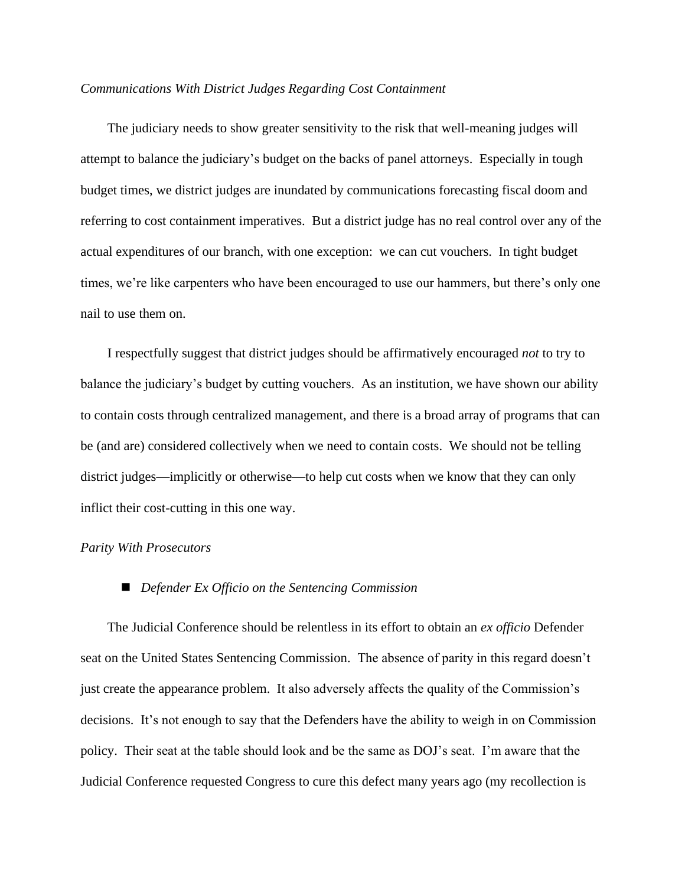*Communications With District Judges Regarding Cost Containment*

The judiciary needs to show greater sensitivity to the risk that well-meaning judges will attempt to balance the judiciary's budget on the backs of panel attorneys. Especially in tough budget times, we district judges are inundated by communications forecasting fiscal doom and referring to cost containment imperatives. But a district judge has no real control over any of the actual expenditures of our branch, with one exception: we can cut vouchers. In tight budget times, we're like carpenters who have been encouraged to use our hammers, but there's only one nail to use them on.

I respectfully suggest that district judges should be affirmatively encouraged *not* to try to balance the judiciary's budget by cutting vouchers. As an institution, we have shown our ability to contain costs through centralized management, and there is a broad array of programs that can be (and are) considered collectively when we need to contain costs. We should not be telling district judges—implicitly or otherwise—to help cut costs when we know that they can only inflict their cost-cutting in this one way.

*Parity With Prosecutors*

- *Defender Ex Officio on the Sentencing Commission*

The Judicial Conference should be relentless in its effort to obtain an *ex officio* Defender seat on the United States Sentencing Commission. The absence of parity in this regard doesn't just create the appearance problem. It also adversely affects the quality of the Commission's decisions. It's not enough to say that the Defenders have the ability to weigh in on Commission policy. Their seat at the table should look and be the same as DOJ's seat. I'm aware that the Judicial Conference requested Congress to cure this defect many years ago (my recollection is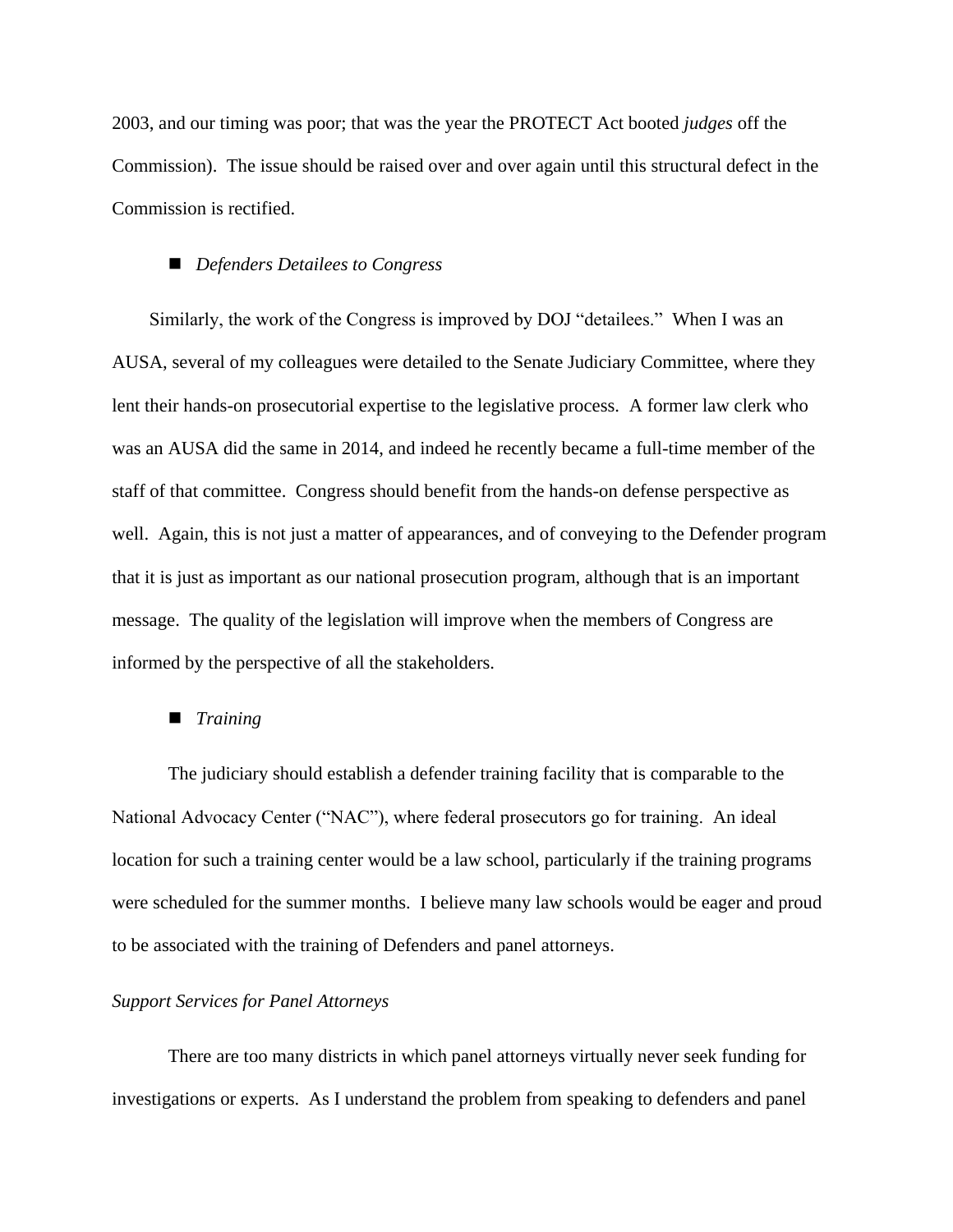2003, and our timing was poor; that was the year the PROTECT Act booted *judges* off the Commission). The issue should be raised over and over again until this structural defect in the Commission is rectified.

- *Defenders Detailees to Congress*

Similarly, the work of the Congress is improved by DOJ "detailees." When I was an AUSA, several of my colleagues were detailed to the Senate Judiciary Committee, where they lent their hands-on prosecutorial expertise to the legislative process. A former law clerk who was an AUSA did the same in 2014, and indeed he recently became a full-time member of the staff of that committee. Congress should benefit from the hands-on defense perspective as well. Again, this is not just a matter of appearances, and of conveying to the Defender program that it is just as important as our national prosecution program, although that is an important message. The quality of the legislation will improve when the members of Congress are informed by the perspective of all the stakeholders.

- *Training*

The judiciary should establish a defender training facility that is comparable to the National Advocacy Center ("NAC"), where federal prosecutors go for training. An ideal location for such a training center would be a law school, particularly if the training programs were scheduled for the summer months. I believe many law schools would be eager and proud to be associated with the training of Defenders and panel attorneys.

*Support Services for Panel Attorneys*

There are too many districts in which panel attorneys virtually never seek funding for investigations or experts. As I understand the problem from speaking to defenders and panel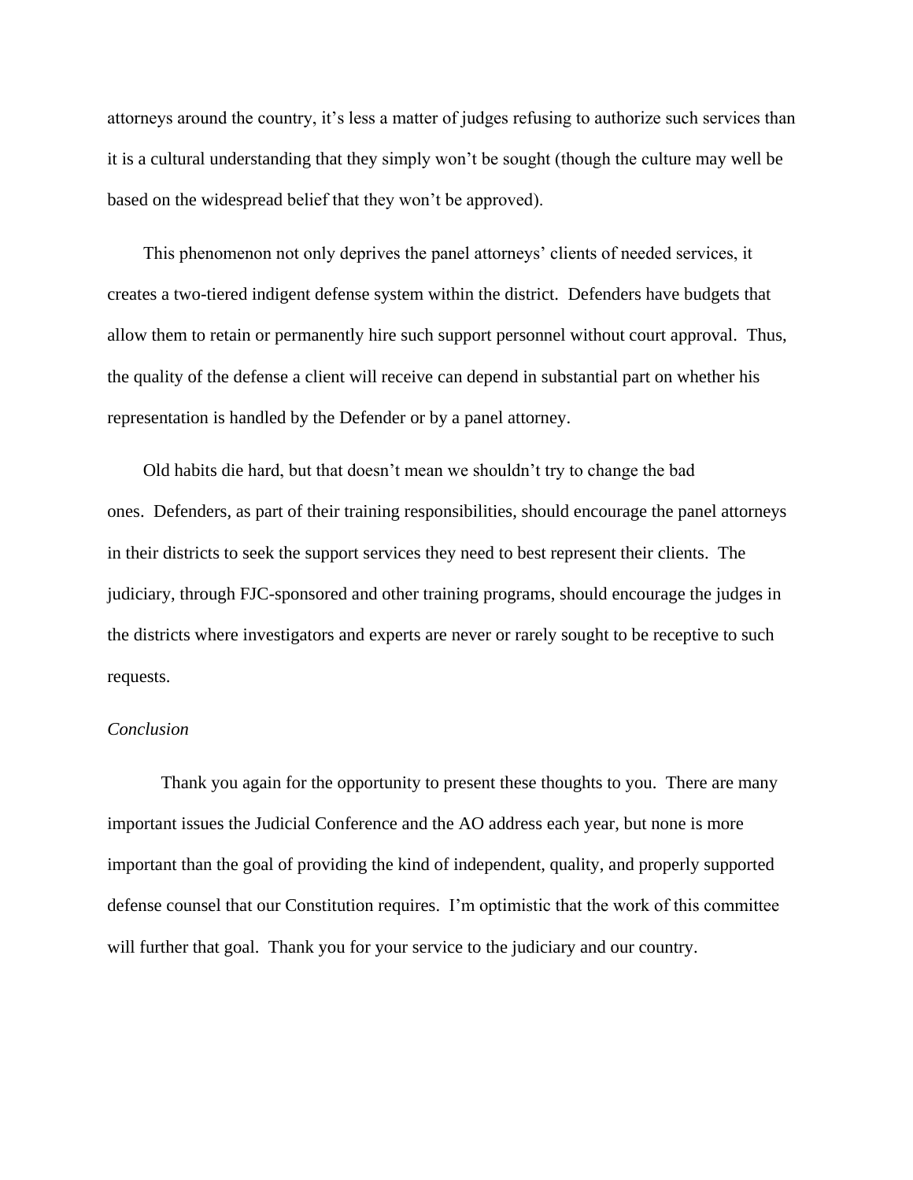attorneys around the country, it's less a matter of judges refusing to authorize such services than it is a cultural understanding that they simply won't be sought (though the culture may well be based on the widespread belief that they won't be approved).

This phenomenon not only deprives the panel attorneys' clients of needed services, it creates a two-tiered indigent defense system within the district. Defenders have budgets that allow them to retain or permanently hire such support personnel without court approval. Thus, the quality of the defense a client will receive can depend in substantial part on whether his representation is handled by the Defender or by a panel attorney.

Old habits die hard, but that doesn't mean we shouldn't try to change the bad ones. Defenders, as part of their training responsibilities, should encourage the panel attorneys in their districts to seek the support services they need to best represent their clients. The judiciary, through FJC-sponsored and other training programs, should encourage the judges in the districts where investigators and experts are never or rarely sought to be receptive to such requests.

*Conclusion*

Thank you again for the opportunity to present these thoughts to you. There are many important issues the Judicial Conference and the AO address each year, but none is more important than the goal of providing the kind of independent, quality, and properly supported defense counsel that our Constitution requires. I'm optimistic that the work of this committee will further that goal. Thank you for your service to the judiciary and our country.